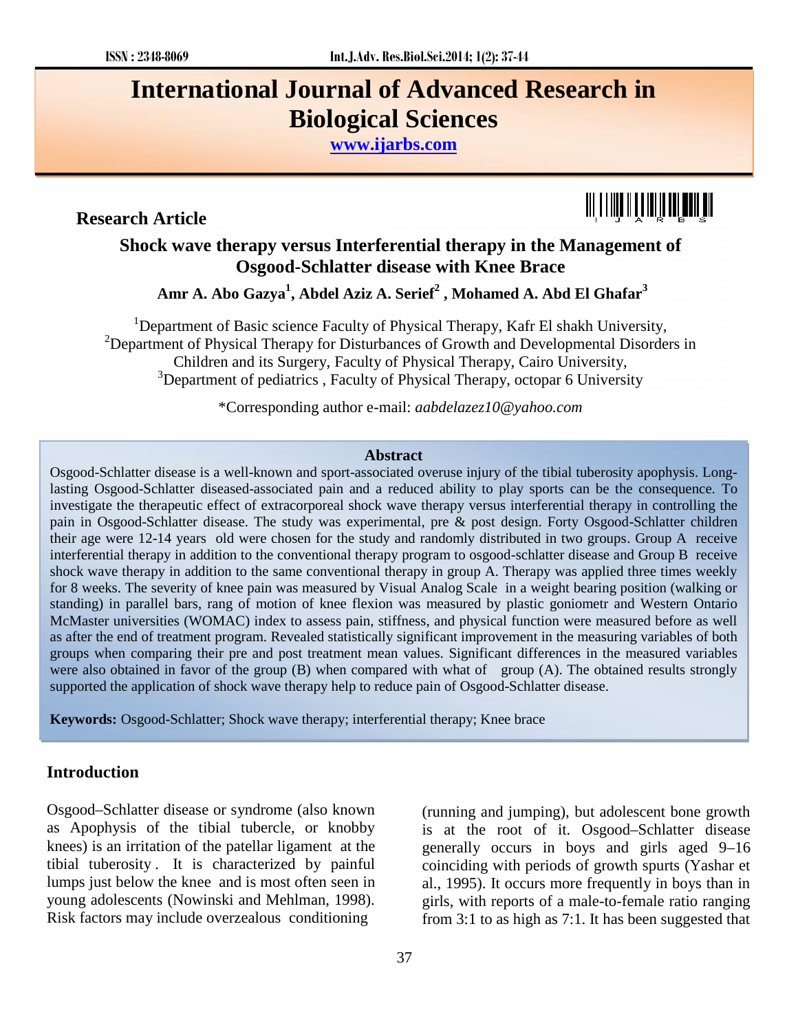# International Journal of Advanced Research in Biological Sciences

www.ijarbs.com

**Research Article**

## Shock wave therapy versus Interferential therapy in the Management of Osgood-Schlatter disease with Knee Brace

**Amr A. Abo Gazya[1], Abdel Aziz A. Serief[2] , Mohamed A. Abd El Ghafar[3]**

[1]Department of Basic science Faculty of Physical Therapy, Kafr El shakh University,
[2]Department of Physical Therapy for Disturbances of Growth and Developmental Disorders in Children and its Surgery, Faculty of Physical Therapy, Cairo University,
[3]Department of pediatrics , Faculty of Physical Therapy, octopar 6 University

*Corresponding author e-mail: *aabdelazez10@yahoo.com*

### Abstract

Osgood-Schlatter disease is a well-known and sport-associated overuse injury of the tibial tuberosity apophysis. Long-lasting Osgood-Schlatter diseased-associated pain and a reduced ability to play sports can be the consequence. To investigate the therapeutic effect of extracorporeal shock wave therapy versus interferential therapy in controlling the pain in Osgood-Schlatter disease. The study was experimental, pre & post design. Forty Osgood-Schlatter children their age were 12-14 years old were chosen for the study and randomly distributed in two groups. Group A receive interferential therapy in addition to the conventional therapy program to osgood-schlatter disease and Group B receive shock wave therapy in addition to the same conventional therapy in group A. Therapy was applied three times weekly for 8 weeks. The severity of knee pain was measured by Visual Analog Scale in a weight bearing position (walking or standing) in parallel bars, rang of motion of knee flexion was measured by plastic goniometr and Western Ontario McMaster universities (WOMAC) index to assess pain, stiffness, and physical function were measured before as well as after the end of treatment program. Revealed statistically significant improvement in the measuring variables of both groups when comparing their pre and post treatment mean values. Significant differences in the measured variables were also obtained in favor of the group (B) when compared with what of group (A). The obtained results strongly supported the application of shock wave therapy help to reduce pain of Osgood-Schlatter disease.

**Keywords:** Osgood-Schlatter; Shock wave therapy; interferential therapy; Knee brace

## Introduction

Osgood–Schlatter disease or syndrome (also known as Apophysis of the tibial tubercle, or knobby knees) is an irritation of the patellar ligament at the tibial tuberosity. It is characterized by painful lumps just below the knee and is most often seen in young adolescents (Nowinski and Mehlman, 1998). Risk factors may include overzealous conditioning (running and jumping), but adolescent bone growth is at the root of it. Osgood–Schlatter disease generally occurs in boys and girls aged 9–16 coinciding with periods of growth spurts (Yashar et al., 1995). It occurs more frequently in boys than in girls, with reports of a male-to-female ratio ranging from 3:1 to as high as 7:1. It has been suggested that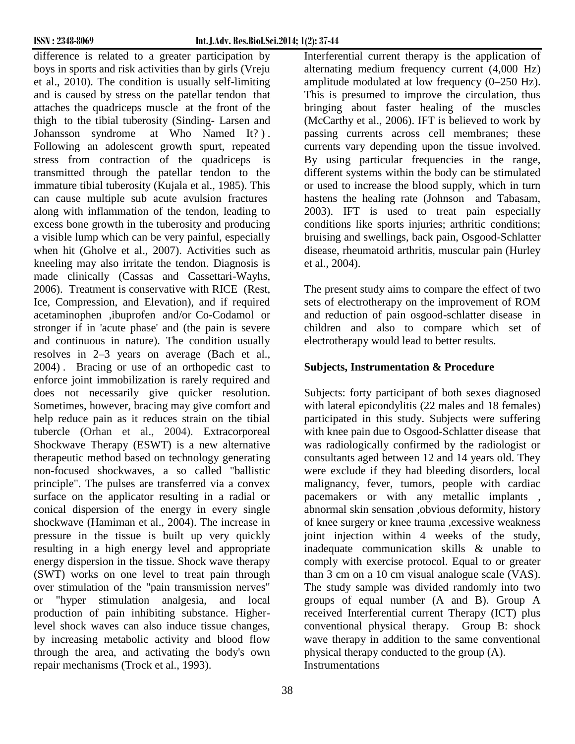difference is related to a greater participation by boys in sports and risk activities than by girls (Vreju et al., 2010). The condition is usually self-limiting and is caused by stress on the patellar tendon that attaches the quadriceps muscle at the front of the thigh to the tibial tuberosity (Sinding- Larsen and Johansson syndrome at Who Named It?) . Following an adolescent growth spurt, repeated stress from contraction of the quadriceps is transmitted through the patellar tendon to the immature tibial tuberosity (Kujala et al., 1985). This can cause multiple sub acute avulsion fractures along with inflammation of the tendon, leading to excess bone growth in the tuberosity and producing a visible lump which can be very painful, especially when hit (Gholve et al., 2007). Activities such as kneeling may also irritate the tendon. Diagnosis is made clinically (Cassas and Cassettari-Wayhs, 2006). Treatment is conservative with RICE (Rest, Ice, Compression, and Elevation), and if required acetaminophen ,ibuprofen and/or Co-Codamol or stronger if in 'acute phase' and (the pain is severe and continuous in nature). The condition usually resolves in 2–3 years on average (Bach et al., 2004) . Bracing or use of an orthopedic cast to enforce joint immobilization is rarely required and does not necessarily give quicker resolution. Sometimes, however, bracing may give comfort and help reduce pain as it reduces strain on the tibial tubercle (Orhan et al., 2004). Extracorporeal Shockwave Therapy (ESWT) is a new alternative therapeutic method based on technology generating non-focused shockwaves, a so called "ballistic principle". The pulses are transferred via a convex surface on the applicator resulting in a radial or conical dispersion of the energy in every single shockwave (Hamiman et al., 2004). The increase in pressure in the tissue is built up very quickly resulting in a high energy level and appropriate energy dispersion in the tissue. Shock wave therapy (SWT) works on one level to treat pain through over stimulation of the "pain transmission nerves" or "hyper stimulation analgesia, and local production of pain inhibiting substance. Higher-level shock waves can also induce tissue changes, by increasing metabolic activity and blood flow through the area, and activating the body's own repair mechanisms (Trock et al., 1993).

Interferential current therapy is the application of alternating medium frequency current (4,000 Hz) amplitude modulated at low frequency (0–250 Hz). This is presumed to improve the circulation, thus bringing about faster healing of the muscles (McCarthy et al., 2006). IFT is believed to work by passing currents across cell membranes; these currents vary depending upon the tissue involved. By using particular frequencies in the range, different systems within the body can be stimulated or used to increase the blood supply, which in turn hastens the healing rate (Johnson and Tabasam, 2003). IFT is used to treat pain especially conditions like sports injuries; arthritic conditions; bruising and swellings, back pain, Osgood-Schlatter disease, rheumatoid arthritis, muscular pain (Hurley et al., 2004).

The present study aims to compare the effect of two sets of electrotherapy on the improvement of ROM and reduction of pain osgood-schlatter disease in children and also to compare which set of electrotherapy would lead to better results.

## Subjects, Instrumentation & Procedure

Subjects: forty participant of both sexes diagnosed with lateral epicondylitis (22 males and 18 females) participated in this study. Subjects were suffering with knee pain due to Osgood-Schlatter disease that was radiologically confirmed by the radiologist or consultants aged between 12 and 14 years old. They were exclude if they had bleeding disorders, local malignancy, fever, tumors, people with cardiac pacemakers or with any metallic implants , abnormal skin sensation ,obvious deformity, history of knee surgery or knee trauma ,excessive weakness joint injection within 4 weeks of the study, inadequate communication skills & unable to comply with exercise protocol. Equal to or greater than 3 cm on a 10 cm visual analogue scale (VAS). The study sample was divided randomly into two groups of equal number (A and B). Group A received Interferential current Therapy (ICT) plus conventional physical therapy. Group B: shock wave therapy in addition to the same conventional physical therapy conducted to the group (A).

Instrumentations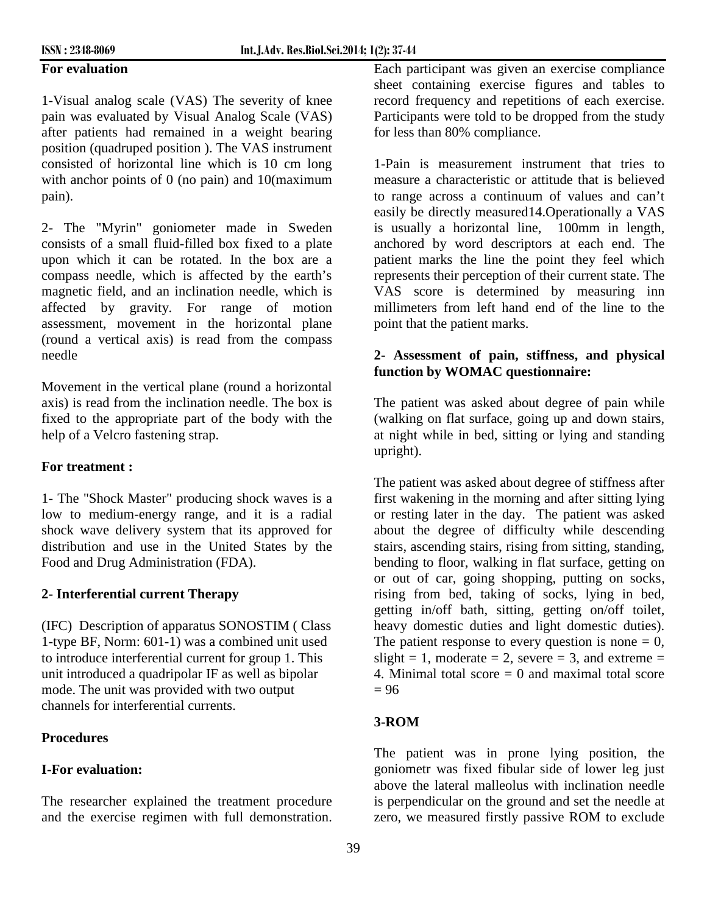**For evaluation**

1-Visual analog scale (VAS) The severity of knee pain was evaluated by Visual Analog Scale (VAS) after patients had remained in a weight bearing position (quadruped position ). The VAS instrument consisted of horizontal line which is 10 cm long with anchor points of 0 (no pain) and 10(maximum pain).

2- The "Myrin" goniometer made in Sweden consists of a small fluid-filled box fixed to a plate upon which it can be rotated. In the box are a compass needle, which is affected by the earth's magnetic field, and an inclination needle, which is affected by gravity. For range of motion assessment, movement in the horizontal plane (round a vertical axis) is read from the compass needle

Movement in the vertical plane (round a horizontal axis) is read from the inclination needle. The box is fixed to the appropriate part of the body with the help of a Velcro fastening strap.

**For treatment :**

1- The "Shock Master" producing shock waves is a low to medium-energy range, and it is a radial shock wave delivery system that its approved for distribution and use in the United States by the Food and Drug Administration (FDA).

**2- Interferential current Therapy**

(IFC) Description of apparatus SONOSTIM ( Class 1-type BF, Norm: 601-1) was a combined unit used to introduce interferential current for group 1. This unit introduced a quadripolar IF as well as bipolar mode. The unit was provided with two output channels for interferential currents.

**Procedures**

**I-For evaluation:**

The researcher explained the treatment procedure and the exercise regimen with full demonstration. Each participant was given an exercise compliance sheet containing exercise figures and tables to record frequency and repetitions of each exercise. Participants were told to be dropped from the study for less than 80% compliance.

1-Pain is measurement instrument that tries to measure a characteristic or attitude that is believed to range across a continuum of values and can't easily be directly measured14.Operationally a VAS is usually a horizontal line, 100mm in length, anchored by word descriptors at each end. The patient marks the line the point they feel which represents their perception of their current state. The VAS score is determined by measuring inn millimeters from left hand end of the line to the point that the patient marks.

**2- Assessment of pain, stiffness, and physical function by WOMAC questionnaire:**

The patient was asked about degree of pain while (walking on flat surface, going up and down stairs, at night while in bed, sitting or lying and standing upright).

The patient was asked about degree of stiffness after first wakening in the morning and after sitting lying or resting later in the day. The patient was asked about the degree of difficulty while descending stairs, ascending stairs, rising from sitting, standing, bending to floor, walking in flat surface, getting on or out of car, going shopping, putting on socks, rising from bed, taking of socks, lying in bed, getting in/off bath, sitting, getting on/off toilet, heavy domestic duties and light domestic duties). The patient response to every question is none = 0, slight = 1, moderate = 2, severe = 3, and extreme = 4. Minimal total score = 0 and maximal total score = 96

**3-ROM**

The patient was in prone lying position, the goniometr was fixed fibular side of lower leg just above the lateral malleolus with inclination needle is perpendicular on the ground and set the needle at zero, we measured firstly passive ROM to exclude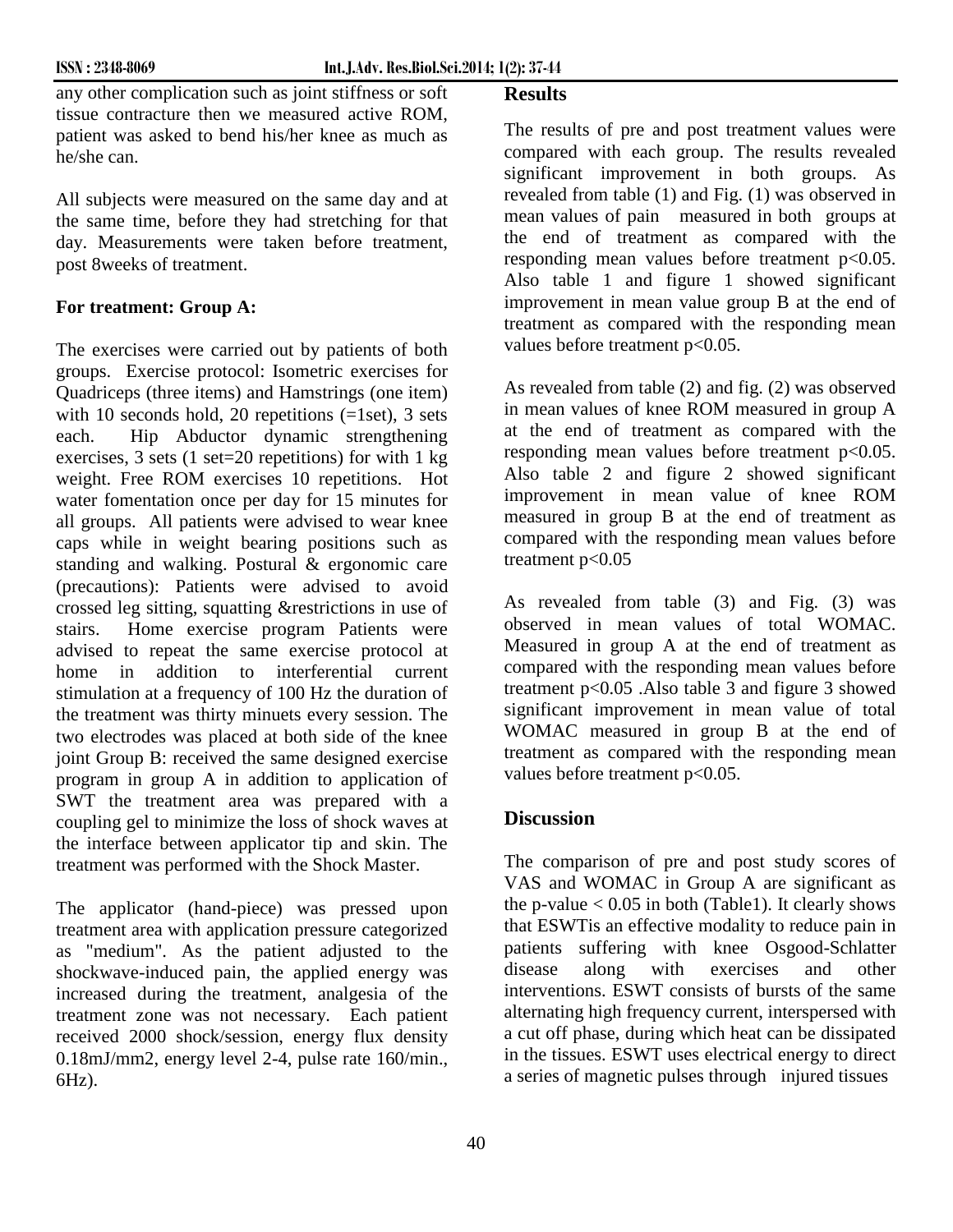any other complication such as joint stiffness or soft tissue contracture then we measured active ROM, patient was asked to bend his/her knee as much as he/she can.

All subjects were measured on the same day and at the same time, before they had stretching for that day. Measurements were taken before treatment, post 8weeks of treatment.

**For treatment: Group A:**

The exercises were carried out by patients of both groups. Exercise protocol: Isometric exercises for Quadriceps (three items) and Hamstrings (one item) with 10 seconds hold, 20 repetitions (=1set), 3 sets each. Hip Abductor dynamic strengthening exercises, 3 sets (1 set=20 repetitions) for with 1 kg weight. Free ROM exercises 10 repetitions. Hot water fomentation once per day for 15 minutes for all groups. All patients were advised to wear knee caps while in weight bearing positions such as standing and walking. Postural & ergonomic care (precautions): Patients were advised to avoid crossed leg sitting, squatting &restrictions in use of stairs. Home exercise program Patients were advised to repeat the same exercise protocol at home in addition to interferential current stimulation at a frequency of 100 Hz the duration of the treatment was thirty minuets every session. The two electrodes was placed at both side of the knee joint Group B: received the same designed exercise program in group A in addition to application of SWT the treatment area was prepared with a coupling gel to minimize the loss of shock waves at the interface between applicator tip and skin. The treatment was performed with the Shock Master.

The applicator (hand-piece) was pressed upon treatment area with application pressure categorized as "medium". As the patient adjusted to the shockwave-induced pain, the applied energy was increased during the treatment, analgesia of the treatment zone was not necessary. Each patient received 2000 shock/session, energy flux density 0.18mJ/mm2, energy level 2-4, pulse rate 160/min., 6Hz).

## Results

The results of pre and post treatment values were compared with each group. The results revealed significant improvement in both groups. As revealed from table (1) and Fig. (1) was observed in mean values of pain measured in both groups at the end of treatment as compared with the responding mean values before treatment $p<0.05$. Also table 1 and figure 1 showed significant improvement in mean value group B at the end of treatment as compared with the responding mean values before treatment $p<0.05$.

As revealed from table (2) and fig. (2) was observed in mean values of knee ROM measured in group A at the end of treatment as compared with the responding mean values before treatment $p<0.05$. Also table 2 and figure 2 showed significant improvement in mean value of knee ROM measured in group B at the end of treatment as compared with the responding mean values before treatment $p<0.05$

As revealed from table (3) and Fig. (3) was observed in mean values of total WOMAC. Measured in group A at the end of treatment as compared with the responding mean values before treatment $p<0.05$ .Also table 3 and figure 3 showed significant improvement in mean value of total WOMAC measured in group B at the end of treatment as compared with the responding mean values before treatment $p<0.05$.

## Discussion

The comparison of pre and post study scores of VAS and WOMAC in Group A are significant as the p-value $< 0.05$ in both (Table1). It clearly shows that ESWTis an effective modality to reduce pain in patients suffering with knee Osgood-Schlatter disease along with exercises and other interventions. ESWT consists of bursts of the same alternating high frequency current, interspersed with a cut off phase, during which heat can be dissipated in the tissues. ESWT uses electrical energy to direct a series of magnetic pulses through injured tissues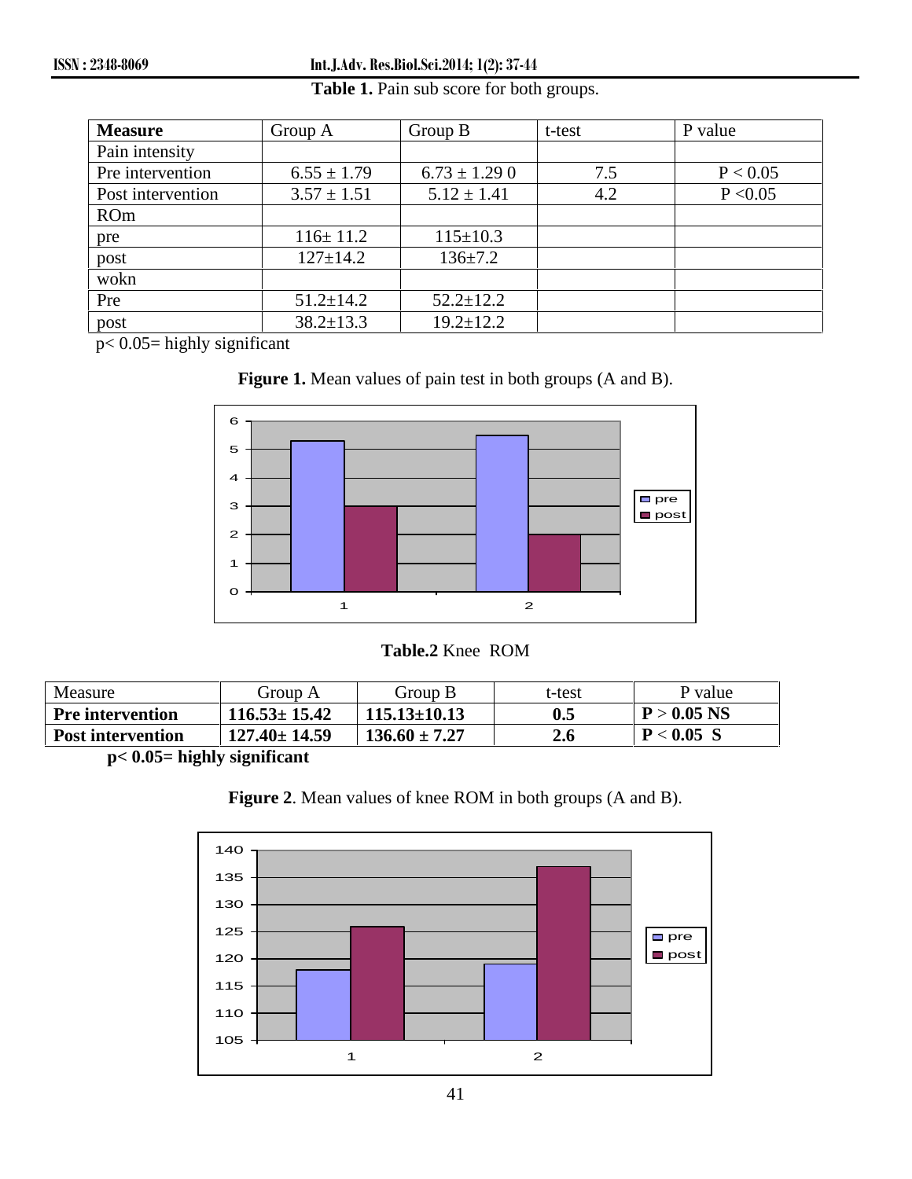**Table 1.** Pain sub score for both groups.

| **Measure** | Group A | Group B | t-test | P value |
|---|---|---|---|---|
| Pain intensity | | | | |
| Pre intervention | 6.55 ± 1.79 | 6.73 ± 1.29 0 | 7.5 | P < 0.05 |
| Post intervention | 3.57 ± 1.51 | 5.12 ± 1.41 | 4.2 | P <0.05 |
| ROm | | | | |
| pre | 116± 11.2 | 115±10.3 | | |
| post | 127±14.2 | 136±7.2 | | |
| wokn | | | | |
| Pre | 51.2±14.2 | 52.2±12.2 | | |
| post | 38.2±13.3 | 19.2±12.2 | | |

p< 0.05= highly significant

**Figure 1.** Mean values of pain test in both groups (A and B).

**Table.2** Knee ROM

| Measure | Group A | Group B | t-test | P value |
|---|---|---|---|---|
| **Pre intervention** | **116.53± 15.42** | **115.13±10.13** | **0.5** | **P > 0.05 NS** |
| **Post intervention** | **127.40± 14.59** | **136.60 ± 7.27** | **2.6** | **P < 0.05 S** |

**p< 0.05= highly significant**

**Figure 2**. Mean values of knee ROM in both groups (A and B).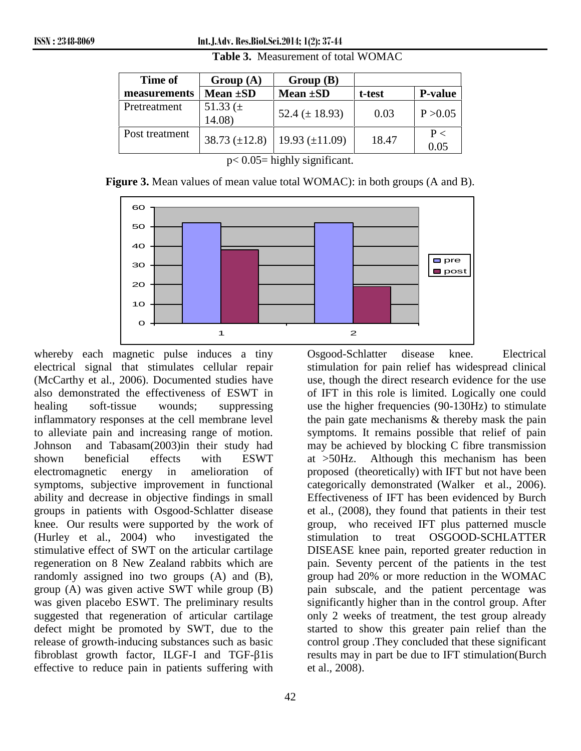**Table 3.** Measurement of total WOMAC

| Time of measurements | Group (A) Mean ±SD | Group (B) Mean ±SD | t-test | P-value |
|---|---|---|---|---|
| Pretreatment | 51.33 (± 14.08) | 52.4 (± 18.93) | 0.03 | P >0.05 |
| Post treatment | 38.73 (±12.8) | 19.93 (±11.09) | 18.47 | P < 0.05 |

p< 0.05= highly significant.

**Figure 3.** Mean values of mean value total WOMAC): in both groups (A and B).

whereby each magnetic pulse induces a tiny electrical signal that stimulates cellular repair (McCarthy et al., 2006). Documented studies have also demonstrated the effectiveness of ESWT in healing soft-tissue wounds; suppressing inflammatory responses at the cell membrane level to alleviate pain and increasing range of motion. Johnson and Tabasam(2003)in their study had shown beneficial effects with ESWT electromagnetic energy in amelioration of symptoms, subjective improvement in functional ability and decrease in objective findings in small groups in patients with Osgood-Schlatter disease knee. Our results were supported by the work of (Hurley et al., 2004) who investigated the stimulative effect of SWT on the articular cartilage regeneration on 8 New Zealand rabbits which are randomly assigned ino two groups (A) and (B), group (A) was given active SWT while group (B) was given placebo ESWT. The preliminary results suggested that regeneration of articular cartilage defect might be promoted by SWT, due to the release of growth-inducing substances such as basic fibroblast growth factor, ILGF-I and TGF-β1is effective to reduce pain in patients suffering with Osgood-Schlatter disease knee. Electrical stimulation for pain relief has widespread clinical use, though the direct research evidence for the use of IFT in this role is limited. Logically one could use the higher frequencies (90-130Hz) to stimulate the pain gate mechanisms & thereby mask the pain symptoms. It remains possible that relief of pain may be achieved by blocking C fibre transmission at >50Hz. Although this mechanism has been proposed (theoretically) with IFT but not have been categorically demonstrated (Walker et al., 2006). Effectiveness of IFT has been evidenced by Burch et al., (2008), they found that patients in their test group, who received IFT plus patterned muscle stimulation to treat OSGOOD-SCHLATTER DISEASE knee pain, reported greater reduction in pain. Seventy percent of the patients in the test group had 20% or more reduction in the WOMAC pain subscale, and the patient percentage was significantly higher than in the control group. After only 2 weeks of treatment, the test group already started to show this greater pain relief than the control group .They concluded that these significant results may in part be due to IFT stimulation(Burch et al., 2008).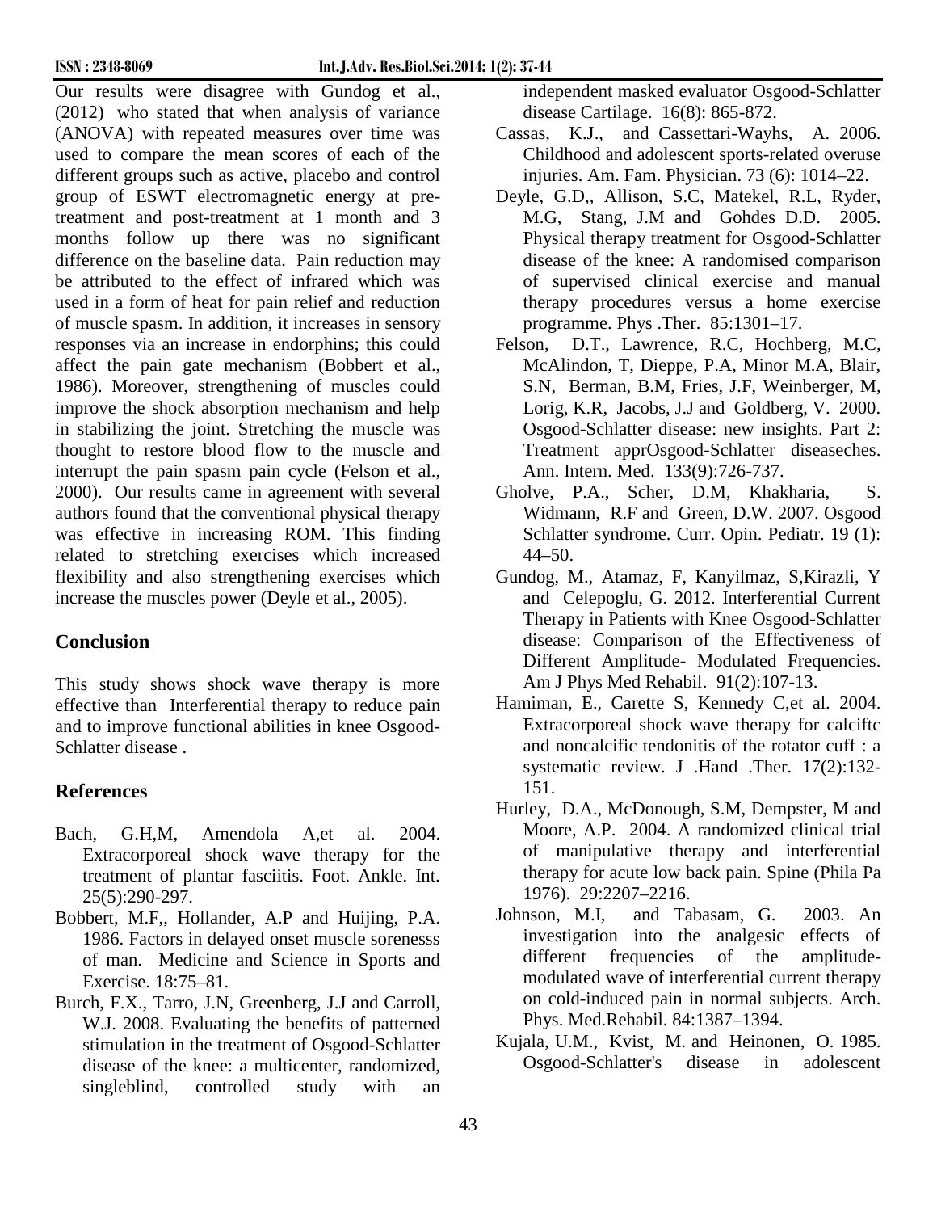Our results were disagree with Gundog et al., (2012) who stated that when analysis of variance (ANOVA) with repeated measures over time was used to compare the mean scores of each of the different groups such as active, placebo and control group of ESWT electromagnetic energy at pre-treatment and post-treatment at 1 month and 3 months follow up there was no significant difference on the baseline data. Pain reduction may be attributed to the effect of infrared which was used in a form of heat for pain relief and reduction of muscle spasm. In addition, it increases in sensory responses via an increase in endorphins; this could affect the pain gate mechanism (Bobbert et al., 1986). Moreover, strengthening of muscles could improve the shock absorption mechanism and help in stabilizing the joint. Stretching the muscle was thought to restore blood flow to the muscle and interrupt the pain spasm pain cycle (Felson et al., 2000). Our results came in agreement with several authors found that the conventional physical therapy was effective in increasing ROM. This finding related to stretching exercises which increased flexibility and also strengthening exercises which increase the muscles power (Deyle et al., 2005).

## Conclusion

This study shows shock wave therapy is more effective than Interferential therapy to reduce pain and to improve functional abilities in knee Osgood-Schlatter disease .

## References

Bach, G.H,M, Amendola A,et al. 2004. Extracorporeal shock wave therapy for the treatment of plantar fasciitis. Foot. Ankle. Int. 25(5):290-297.

Bobbert, M.F,, Hollander, A.P and Huijing, P.A. 1986. Factors in delayed onset muscle sorenesss of man. Medicine and Science in Sports and Exercise. 18:75–81.

Burch, F.X., Tarro, J.N, Greenberg, J.J and Carroll, W.J. 2008. Evaluating the benefits of patterned stimulation in the treatment of Osgood-Schlatter disease of the knee: a multicenter, randomized, singleblind, controlled study with an independent masked evaluator Osgood-Schlatter disease Cartilage. 16(8): 865-872.

Cassas, K.J., and Cassettari-Wayhs, A. 2006. Childhood and adolescent sports-related overuse injuries. Am. Fam. Physician. 73 (6): 1014–22.

Deyle, G.D,, Allison, S.C, Matekel, R.L, Ryder, M.G, Stang, J.M and Gohdes D.D. 2005. Physical therapy treatment for Osgood-Schlatter disease of the knee: A randomised comparison of supervised clinical exercise and manual therapy procedures versus a home exercise programme. Phys .Ther. 85:1301–17.

Felson, D.T., Lawrence, R.C, Hochberg, M.C, McAlindon, T, Dieppe, P.A, Minor M.A, Blair, S.N, Berman, B.M, Fries, J.F, Weinberger, M, Lorig, K.R, Jacobs, J.J and Goldberg, V. 2000. Osgood-Schlatter disease: new insights. Part 2: Treatment apprOsgood-Schlatter diseaseches. Ann. Intern. Med. 133(9):726-737.

Gholve, P.A., Scher, D.M, Khakharia, S. Widmann, R.F and Green, D.W. 2007. Osgood Schlatter syndrome. Curr. Opin. Pediatr. 19 (1): 44–50.

Gundog, M., Atamaz, F, Kanyilmaz, S,Kirazli, Y and Celepoglu, G. 2012. Interferential Current Therapy in Patients with Knee Osgood-Schlatter disease: Comparison of the Effectiveness of Different Amplitude- Modulated Frequencies. Am J Phys Med Rehabil. 91(2):107-13.

Hamiman, E., Carette S, Kennedy C,et al. 2004. Extracorporeal shock wave therapy for calciftc and noncalcific tendonitis of the rotator cuff : a systematic review. J .Hand .Ther. 17(2):132-151.

Hurley, D.A., McDonough, S.M, Dempster, M and Moore, A.P. 2004. A randomized clinical trial of manipulative therapy and interferential therapy for acute low back pain. Spine (Phila Pa 1976). 29:2207–2216.

Johnson, M.I, and Tabasam, G. 2003. An investigation into the analgesic effects of different frequencies of the amplitude-modulated wave of interferential current therapy on cold-induced pain in normal subjects. Arch. Phys. Med.Rehabil. 84:1387–1394.

Kujala, U.M., Kvist, M. and Heinonen, O. 1985. Osgood-Schlatter's disease in adolescent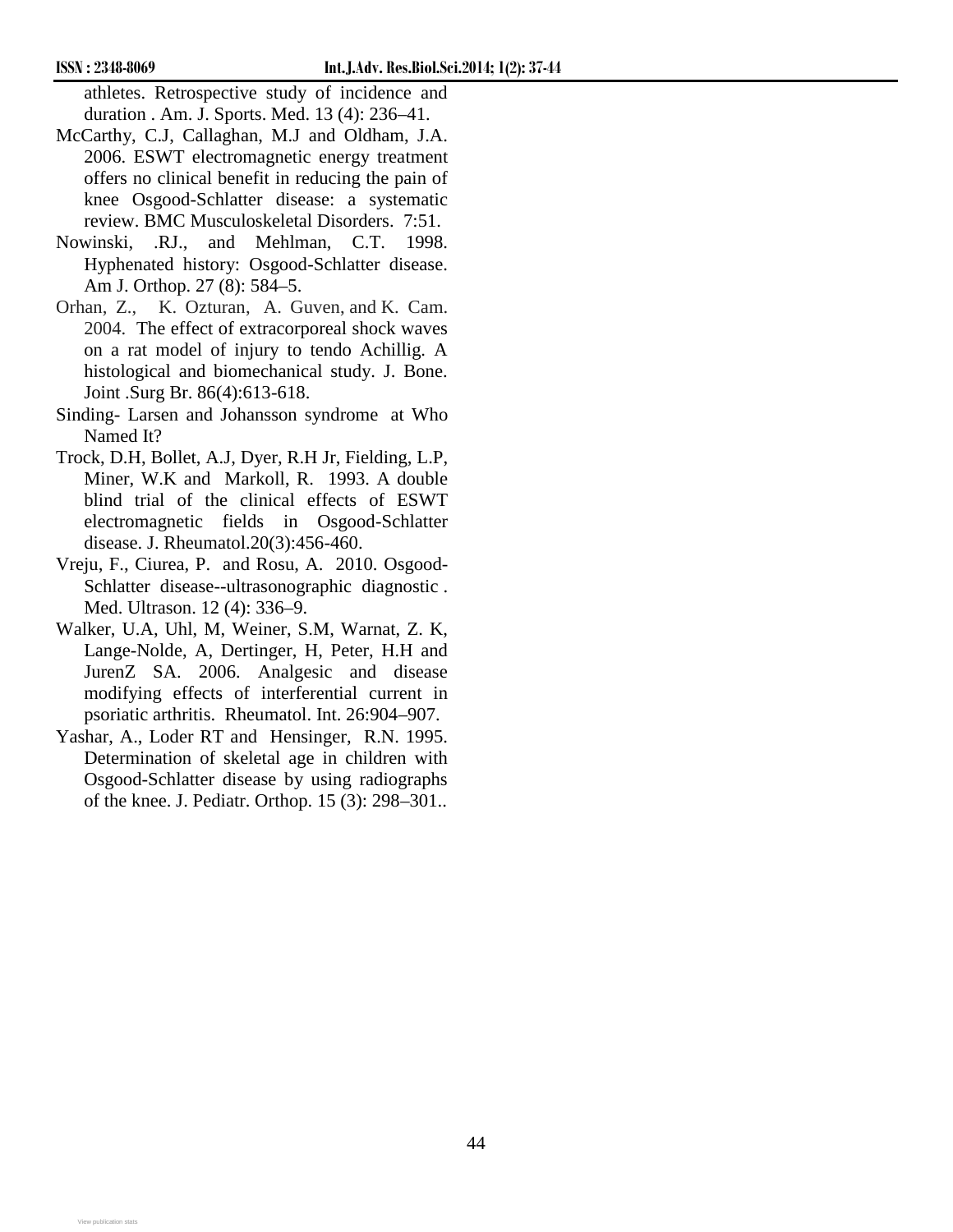athletes. Retrospective study of incidence and duration . Am. J. Sports. Med. 13 (4): 236–41.

McCarthy, C.J, Callaghan, M.J and Oldham, J.A. 2006. ESWT electromagnetic energy treatment offers no clinical benefit in reducing the pain of knee Osgood-Schlatter disease: a systematic review. BMC Musculoskeletal Disorders. 7:51.

Nowinski, .RJ., and Mehlman, C.T. 1998. Hyphenated history: Osgood-Schlatter disease. Am J. Orthop. 27 (8): 584–5.

Orhan, Z., K. Ozturan, A. Guven, and K. Cam. 2004. The effect of extracorporeal shock waves on a rat model of injury to tendo Achillig. A histological and biomechanical study. J. Bone. Joint .Surg Br. 86(4):613-618.

Sinding- Larsen and Johansson syndrome at Who Named It?

Trock, D.H, Bollet, A.J, Dyer, R.H Jr, Fielding, L.P, Miner, W.K and Markoll, R. 1993. A double blind trial of the clinical effects of ESWT electromagnetic fields in Osgood-Schlatter disease. J. Rheumatol.20(3):456-460.

Vreju, F., Ciurea, P. and Rosu, A. 2010. Osgood-Schlatter disease--ultrasonographic diagnostic . Med. Ultrason. 12 (4): 336–9.

Walker, U.A, Uhl, M, Weiner, S.M, Warnat, Z. K, Lange-Nolde, A, Dertinger, H, Peter, H.H and JurenZ SA. 2006. Analgesic and disease modifying effects of interferential current in psoriatic arthritis. Rheumatol. Int. 26:904–907.

Yashar, A., Loder RT and Hensinger, R.N. 1995. Determination of skeletal age in children with Osgood-Schlatter disease by using radiographs of the knee. J. Pediatr. Orthop. 15 (3): 298–301..